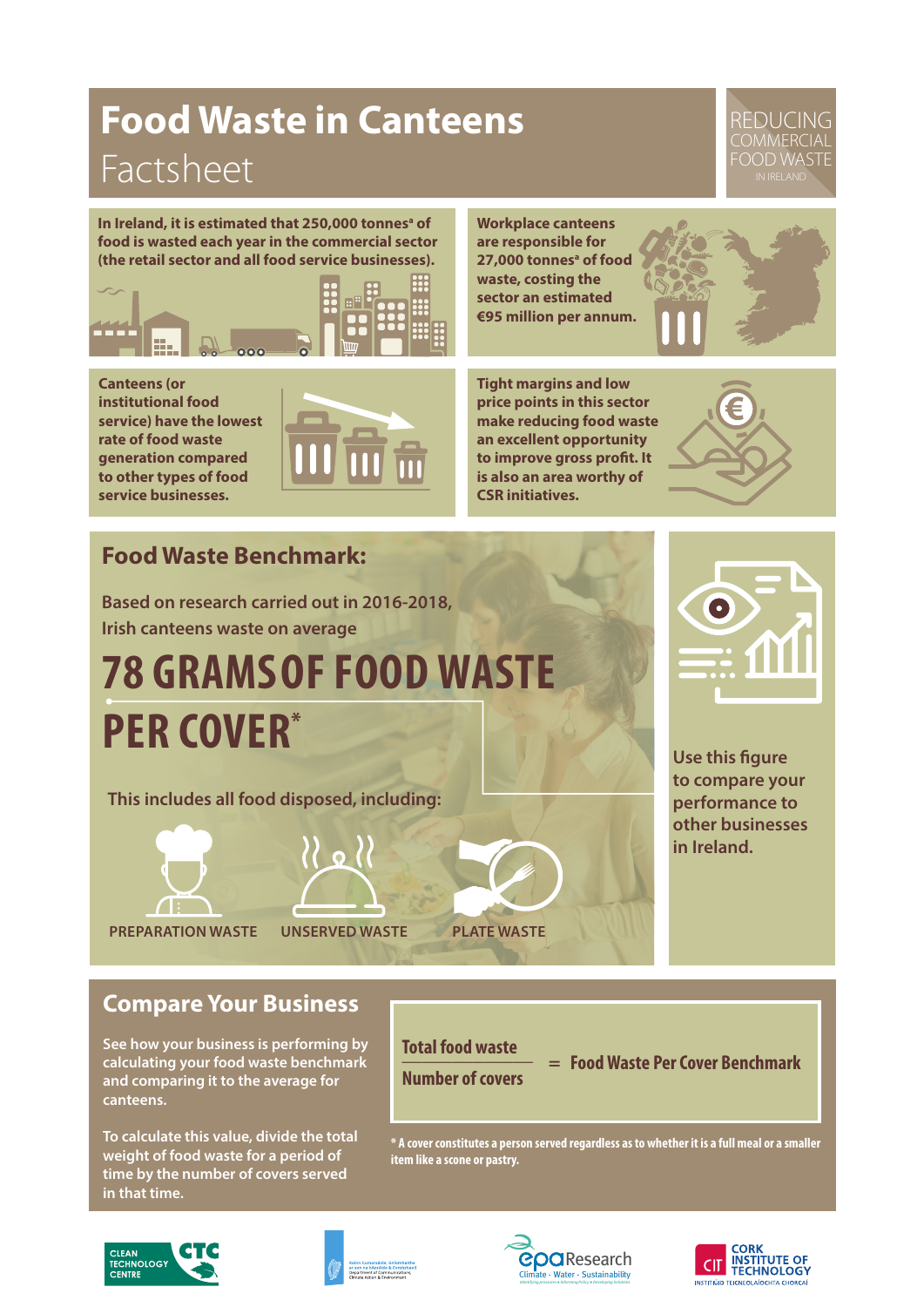# Food Waste in Canteens

## Factsheet

REDUCING COMMERCIAL FOOD WASTE IN IRELAND

**In Ireland, it is estimated that 250,000 tonnes[a] of food is wasted each year in the commercial sector (the retail sector and all food service businesses).**

**Workplace canteens are responsible for 27,000 tonnes[a] of food waste, costing the sector an estimated €95 million per annum.**

**Canteens (or institutional food service) have the lowest rate of food waste generation compared to other types of food service businesses.**

**Tight margins and low price points in this sector make reducing food waste an excellent opportunity to improve gross profit. It is also an area worthy of CSR initiatives.**

## Food Waste Benchmark:

Based on research carried out in 2016-2018, Irish canteens waste on average

# 78 GRAMS OF FOOD WASTE PER COVER*

This includes all food disposed, including:

- PREPARATION WASTE
- UNSERVED WASTE
- PLATE WASTE

Use this figure to compare your performance to other businesses in Ireland.

## Compare Your Business

See how your business is performing by calculating your food waste benchmark and comparing it to the average for canteens.

To calculate this value, divide the total weight of food waste for a period of time by the number of covers served in that time.

$$\frac{\text{Total food waste}}{\text{Number of covers}} = \text{Food Waste Per Cover Benchmark}$$

\* A cover constitutes a person served regardless as to whether it is a full meal or a smaller item like a scone or pastry.

CLEAN TECHNOLOGY CENTRE CTC | Roinn Cumarsáide, Gníomhaithe ar son na hAeráide & Comhshaoil / Department of Communications, Climate Action & Environment | epa Research: Climate - Water - Sustainability | CIT CORK INSTITUTE OF TECHNOLOGY / INSTITIÚID TEICNEOLAÍOCHTA CHORCAÍ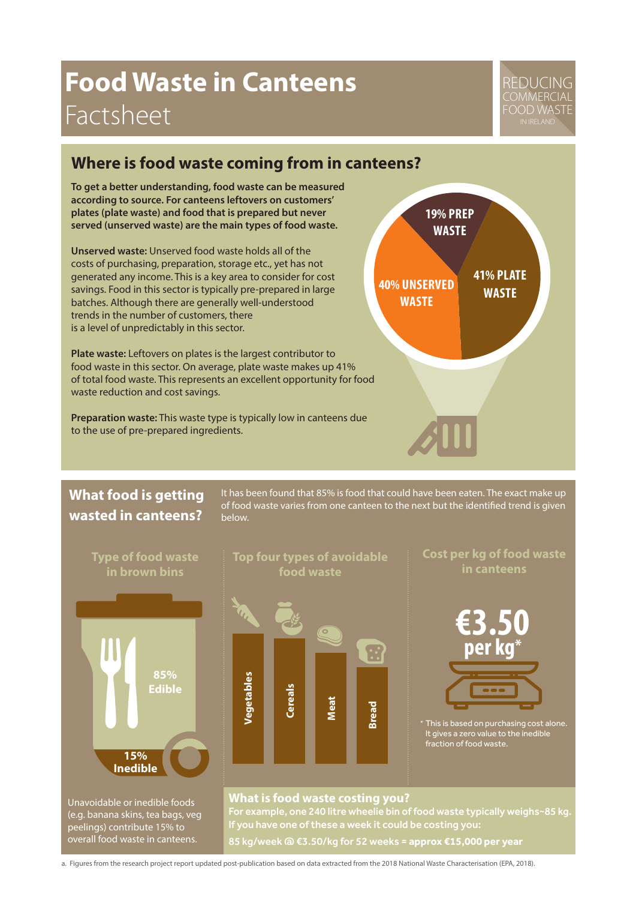# Food Waste in Canteens

Factsheet

REDUCING COMMERCIAL FOOD WASTE IN IRELAND

## Where is food waste coming from in canteens?

**To get a better understanding, food waste can be measured according to source. For canteens leftovers on customers' plates (plate waste) and food that is prepared but never served (unserved waste) are the main types of food waste.**

**Unserved waste:** Unserved food waste holds all of the costs of purchasing, preparation, storage etc., yet has not generated any income. This is a key area to consider for cost savings. Food in this sector is typically pre-prepared in large batches. Although there are generally well-understood trends in the number of customers, there is a level of unpredictably in this sector.

**Plate waste:** Leftovers on plates is the largest contributor to food waste in this sector. On average, plate waste makes up 41% of total food waste. This represents an excellent opportunity for food waste reduction and cost savings.

**Preparation waste:** This waste type is typically low in canteens due to the use of pre-prepared ingredients.

19% PREP WASTE

40% UNSERVED WASTE

41% PLATE WASTE

## What food is getting wasted in canteens?

It has been found that 85% is food that could have been eaten. The exact make up of food waste varies from one canteen to the next but the identified trend is given below.

### Type of food waste in brown bins

85% Edible

15% Inedible

Unavoidable or inedible foods (e.g. banana skins, tea bags, veg peelings) contribute 15% to overall food waste in canteens.

### Top four types of avoidable food waste

Vegetables

Cereals

Meat

Bread

### Cost per kg of food waste in canteens

**€3.50 per kg***

\* This is based on purchasing cost alone. It gives a zero value to the inedible fraction of food waste.

### What is food waste costing you?

**For example, one 240 litre wheelie bin of food waste typically weighs~85 kg. If you have one of these a week it could be costing you:**

**85 kg/week @ €3.50/kg for 52 weeks = approx €15,000 per year**

a. Figures from the research project report updated post-publication based on data extracted from the 2018 National Waste Characterisation (EPA, 2018).